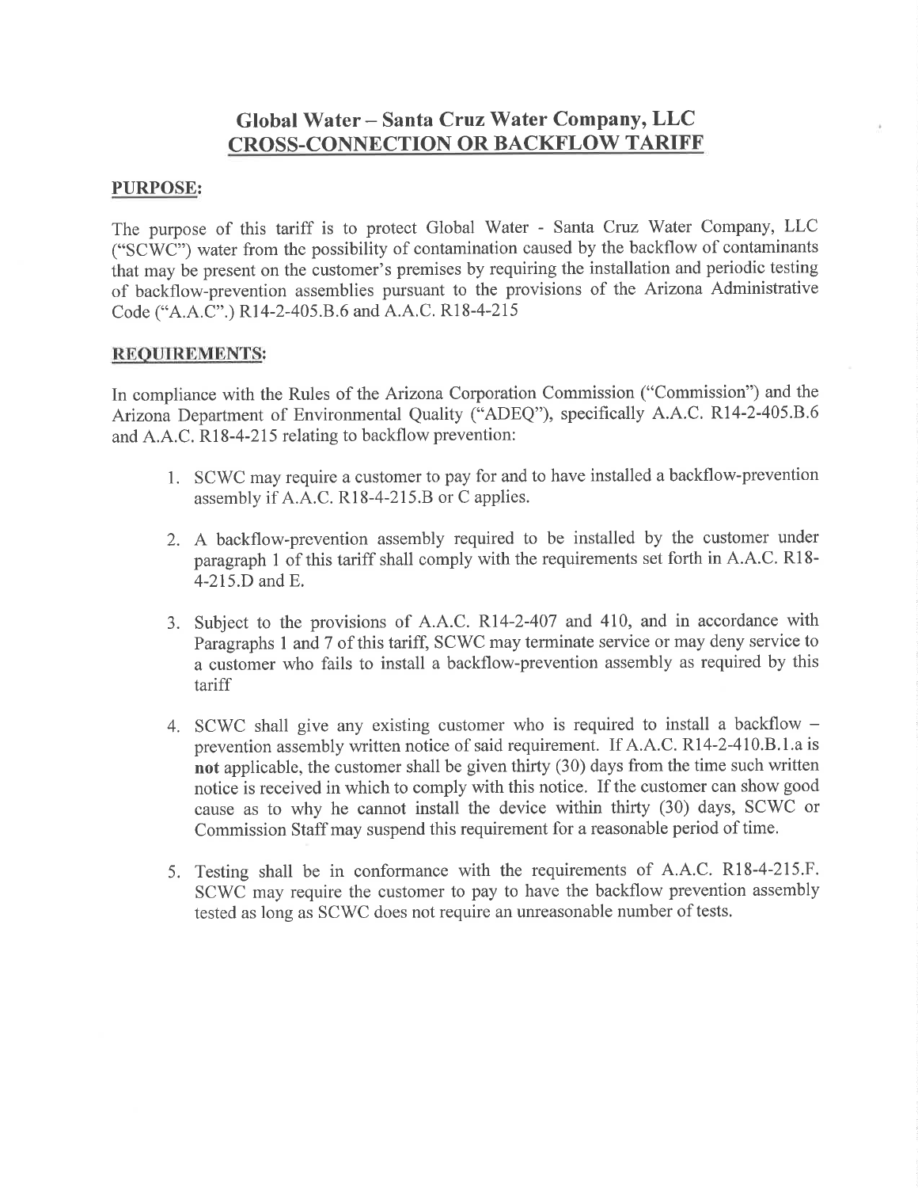# Global Water – Santa Cruz Water Company, LLC
## CROSS-CONNECTION OR BACKFLOW TARIFF

### PURPOSE:

The purpose of this tariff is to protect Global Water - Santa Cruz Water Company, LLC ("SCWC") water from the possibility of contamination caused by the backflow of contaminants that may be present on the customer's premises by requiring the installation and periodic testing of backflow-prevention assemblies pursuant to the provisions of the Arizona Administrative Code ("A.A.C".) R14-2-405.B.6 and A.A.C. R18-4-215

### REQUIREMENTS:

In compliance with the Rules of the Arizona Corporation Commission ("Commission") and the Arizona Department of Environmental Quality ("ADEQ"), specifically A.A.C. R14-2-405.B.6 and A.A.C. R18-4-215 relating to backflow prevention:

1. SCWC may require a customer to pay for and to have installed a backflow-prevention assembly if A.A.C. R18-4-215.B or C applies.

2. A backflow-prevention assembly required to be installed by the customer under paragraph 1 of this tariff shall comply with the requirements set forth in A.A.C. R18-4-215.D and E.

3. Subject to the provisions of A.A.C. R14-2-407 and 410, and in accordance with Paragraphs 1 and 7 of this tariff, SCWC may terminate service or may deny service to a customer who fails to install a backflow-prevention assembly as required by this tariff

4. SCWC shall give any existing customer who is required to install a backflow – prevention assembly written notice of said requirement. If A.A.C. R14-2-410.B.1.a is **not** applicable, the customer shall be given thirty (30) days from the time such written notice is received in which to comply with this notice. If the customer can show good cause as to why he cannot install the device within thirty (30) days, SCWC or Commission Staff may suspend this requirement for a reasonable period of time.

5. Testing shall be in conformance with the requirements of A.A.C. R18-4-215.F. SCWC may require the customer to pay to have the backflow prevention assembly tested as long as SCWC does not require an unreasonable number of tests.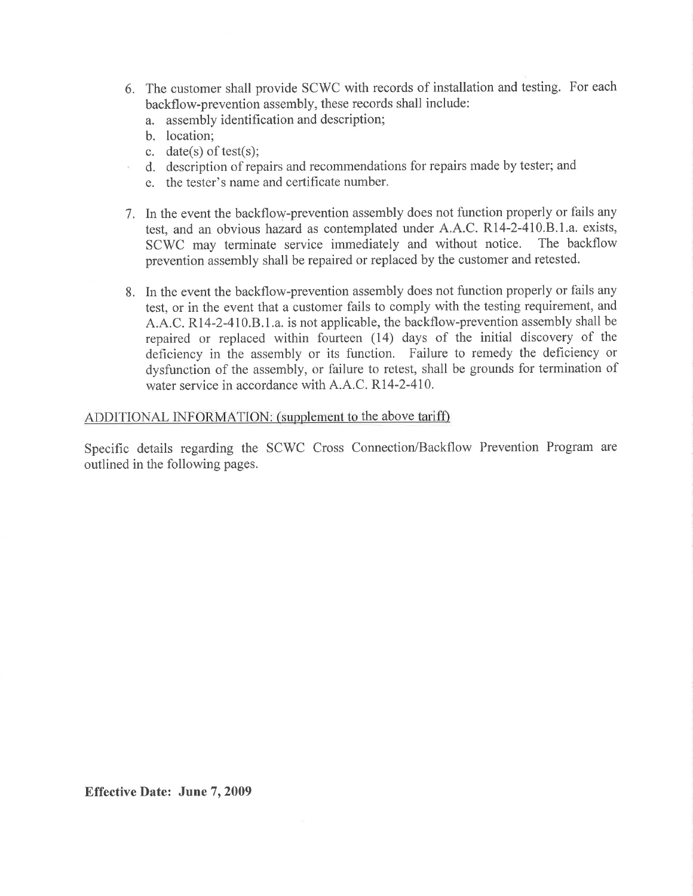6. The customer shall provide SCWC with records of installation and testing. For each backflow-prevention assembly, these records shall include:
   a. assembly identification and description;
   b. location;
   c. date(s) of test(s);
   d. description of repairs and recommendations for repairs made by tester; and
   e. the tester's name and certificate number.

7. In the event the backflow-prevention assembly does not function properly or fails any test, and an obvious hazard as contemplated under A.A.C. R14-2-410.B.1.a. exists, SCWC may terminate service immediately and without notice. The backflow prevention assembly shall be repaired or replaced by the customer and retested.

8. In the event the backflow-prevention assembly does not function properly or fails any test, or in the event that a customer fails to comply with the testing requirement, and A.A.C. R14-2-410.B.1.a. is not applicable, the backflow-prevention assembly shall be repaired or replaced within fourteen (14) days of the initial discovery of the deficiency in the assembly or its function. Failure to remedy the deficiency or dysfunction of the assembly, or failure to retest, shall be grounds for termination of water service in accordance with A.A.C. R14-2-410.

ADDITIONAL INFORMATION: (supplement to the above tariff)

Specific details regarding the SCWC Cross Connection/Backflow Prevention Program are outlined in the following pages.

**Effective Date: June 7, 2009**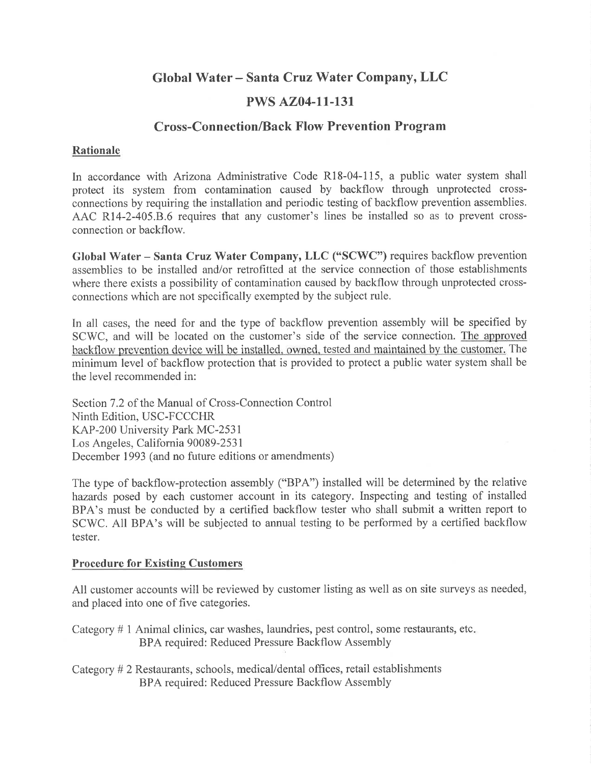# Global Water – Santa Cruz Water Company, LLC

# PWS AZ04-11-131

# Cross-Connection/Back Flow Prevention Program

## Rationale

In accordance with Arizona Administrative Code R18-04-115, a public water system shall protect its system from contamination caused by backflow through unprotected cross-connections by requiring the installation and periodic testing of backflow prevention assemblies. AAC R14-2-405.B.6 requires that any customer's lines be installed so as to prevent cross-connection or backflow.

**Global Water – Santa Cruz Water Company, LLC ("SCWC")** requires backflow prevention assemblies to be installed and/or retrofitted at the service connection of those establishments where there exists a possibility of contamination caused by backflow through unprotected cross-connections which are not specifically exempted by the subject rule.

In all cases, the need for and the type of backflow prevention assembly will be specified by SCWC, and will be located on the customer's side of the service connection. <u>The approved backflow prevention device will be installed, owned, tested and maintained by the customer.</u> The minimum level of backflow protection that is provided to protect a public water system shall be the level recommended in:

Section 7.2 of the Manual of Cross-Connection Control
Ninth Edition, USC-FCCCHR
KAP-200 University Park MC-2531
Los Angeles, California 90089-2531
December 1993 (and no future editions or amendments)

The type of backflow-protection assembly ("BPA") installed will be determined by the relative hazards posed by each customer account in its category. Inspecting and testing of installed BPA's must be conducted by a certified backflow tester who shall submit a written report to SCWC. All BPA's will be subjected to annual testing to be performed by a certified backflow tester.

## Procedure for Existing Customers

All customer accounts will be reviewed by customer listing as well as on site surveys as needed, and placed into one of five categories.

Category # 1 Animal clinics, car washes, laundries, pest control, some restaurants, etc.
BPA required: Reduced Pressure Backflow Assembly

Category # 2 Restaurants, schools, medical/dental offices, retail establishments
BPA required: Reduced Pressure Backflow Assembly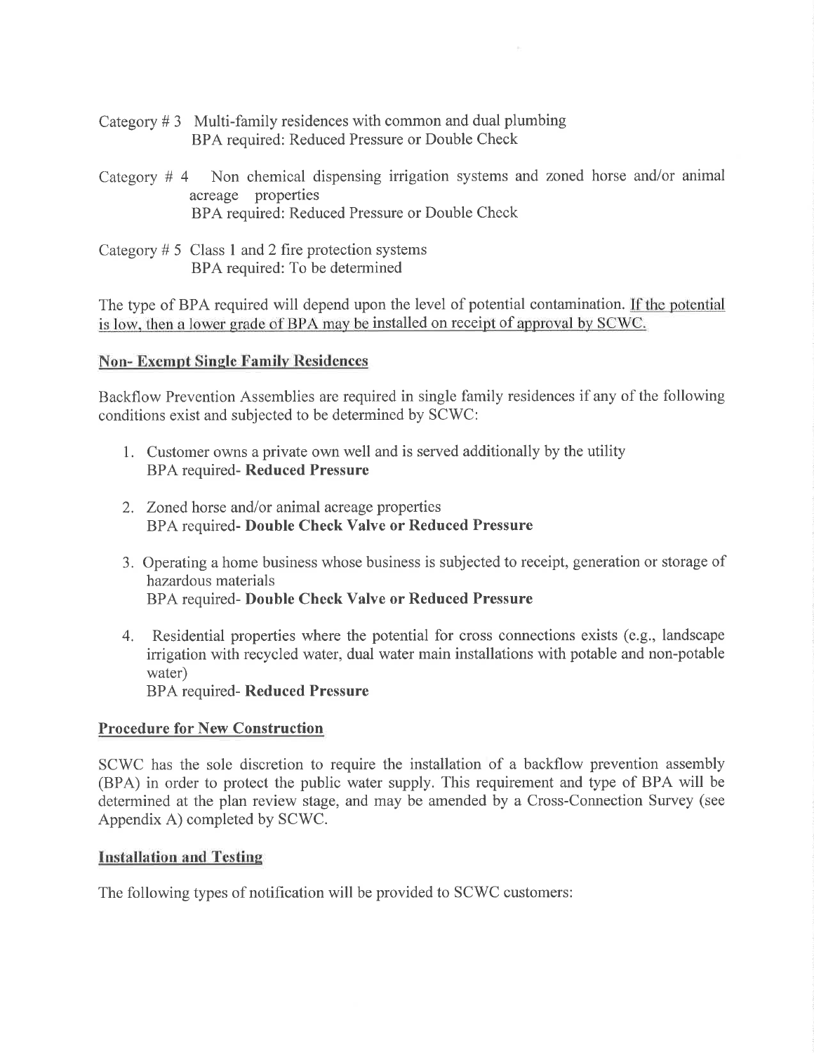Category # 3 Multi-family residences with common and dual plumbing
BPA required: Reduced Pressure or Double Check

Category # 4 Non chemical dispensing irrigation systems and zoned horse and/or animal acreage properties
BPA required: Reduced Pressure or Double Check

Category # 5 Class 1 and 2 fire protection systems
BPA required: To be determined

The type of BPA required will depend upon the level of potential contamination. <u>If the potential is low, then a lower grade of BPA may be installed on receipt of approval by SCWC.</u>

## Non- Exempt Single Family Residences

Backflow Prevention Assemblies are required in single family residences if any of the following conditions exist and subjected to be determined by SCWC:

1. Customer owns a private own well and is served additionally by the utility
   BPA required- **Reduced Pressure**
2. Zoned horse and/or animal acreage properties
   BPA required- **Double Check Valve or Reduced Pressure**
3. Operating a home business whose business is subjected to receipt, generation or storage of hazardous materials
   BPA required- **Double Check Valve or Reduced Pressure**
4. Residential properties where the potential for cross connections exists (e.g., landscape irrigation with recycled water, dual water main installations with potable and non-potable water)
   BPA required- **Reduced Pressure**

## Procedure for New Construction

SCWC has the sole discretion to require the installation of a backflow prevention assembly (BPA) in order to protect the public water supply. This requirement and type of BPA will be determined at the plan review stage, and may be amended by a Cross-Connection Survey (see Appendix A) completed by SCWC.

## Installation and Testing

The following types of notification will be provided to SCWC customers: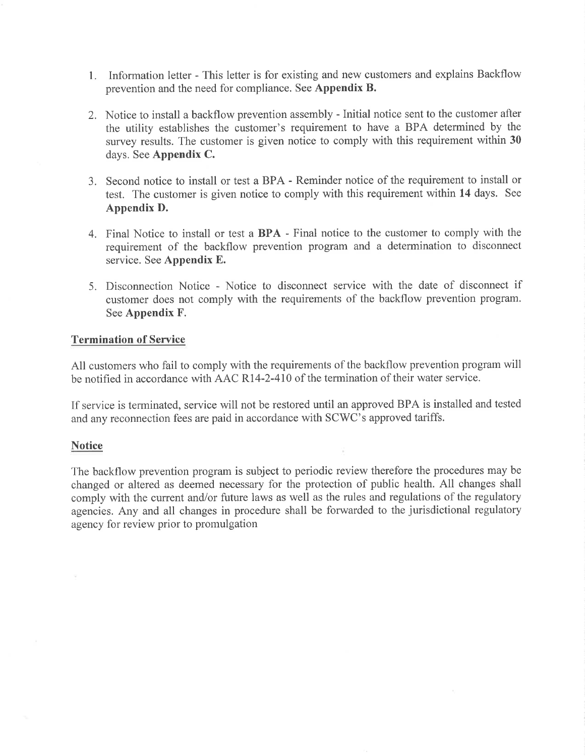1. Information letter - This letter is for existing and new customers and explains Backflow prevention and the need for compliance. See **Appendix B.**

2. Notice to install a backflow prevention assembly - Initial notice sent to the customer after the utility establishes the customer's requirement to have a BPA determined by the survey results. The customer is given notice to comply with this requirement within **30** days. See **Appendix C.**

3. Second notice to install or test a BPA - Reminder notice of the requirement to install or test. The customer is given notice to comply with this requirement within **14** days. See **Appendix D.**

4. Final Notice to install or test a **BPA** - Final notice to the customer to comply with the requirement of the backflow prevention program and a determination to disconnect service. See **Appendix E.**

5. Disconnection Notice - Notice to disconnect service with the date of disconnect if customer does not comply with the requirements of the backflow prevention program. See **Appendix F.**

## Termination of Service

All customers who fail to comply with the requirements of the backflow prevention program will be notified in accordance with AAC R14-2-410 of the termination of their water service.

If service is terminated, service will not be restored until an approved BPA is installed and tested and any reconnection fees are paid in accordance with SCWC's approved tariffs.

## Notice

The backflow prevention program is subject to periodic review therefore the procedures may be changed or altered as deemed necessary for the protection of public health. All changes shall comply with the current and/or future laws as well as the rules and regulations of the regulatory agencies. Any and all changes in procedure shall be forwarded to the jurisdictional regulatory agency for review prior to promulgation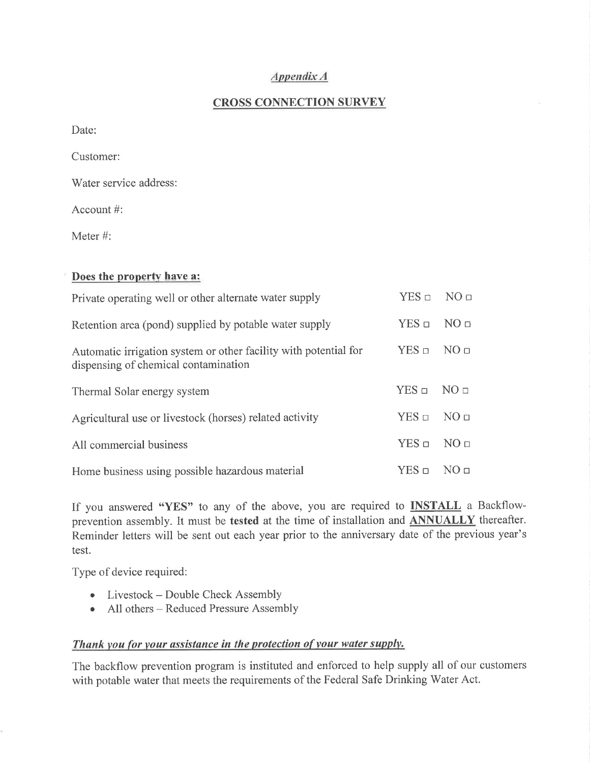*Appendix A*

## CROSS CONNECTION SURVEY

Date:

Customer:

Water service address:

Account #:

Meter #:

**Does the property have a:**

| | | |
|---|---|---|
| Private operating well or other alternate water supply | YES □ | NO □ |
| Retention area (pond) supplied by potable water supply | YES □ | NO □ |
| Automatic irrigation system or other facility with potential for dispensing of chemical contamination | YES □ | NO □ |
| Thermal Solar energy system | YES □ | NO □ |
| Agricultural use or livestock (horses) related activity | YES □ | NO □ |
| All commercial business | YES □ | NO □ |
| Home business using possible hazardous material | YES □ | NO □ |

If you answered **"YES"** to any of the above, you are required to **INSTALL** a Backflow-prevention assembly. It must be **tested** at the time of installation and **ANNUALLY** thereafter. Reminder letters will be sent out each year prior to the anniversary date of the previous year's test.

Type of device required:

- Livestock – Double Check Assembly
- All others – Reduced Pressure Assembly

***Thank you for your assistance in the protection of your water supply.***

The backflow prevention program is instituted and enforced to help supply all of our customers with potable water that meets the requirements of the Federal Safe Drinking Water Act.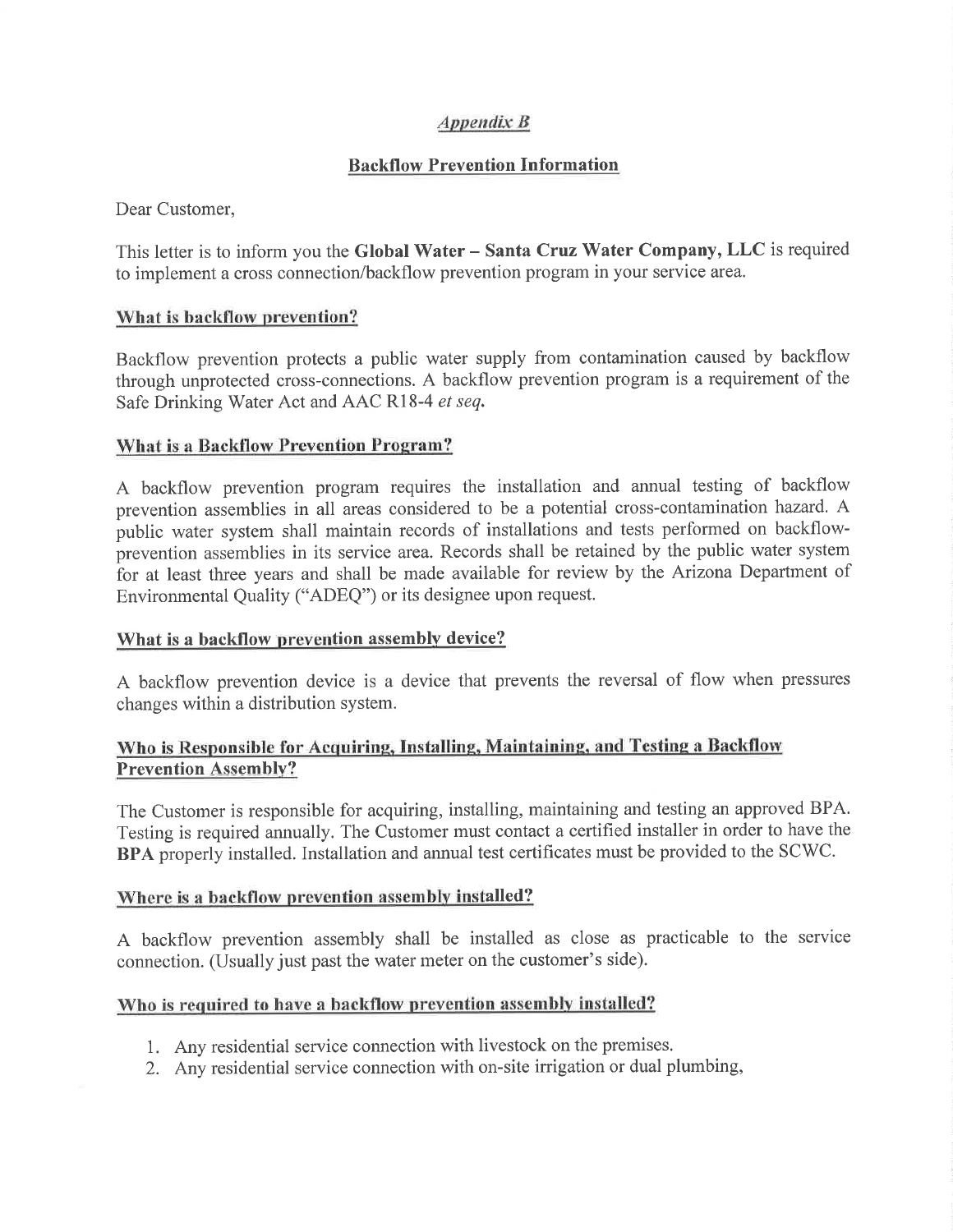*Appendix B*

## Backflow Prevention Information

Dear Customer,

This letter is to inform you the **Global Water – Santa Cruz Water Company, LLC** is required to implement a cross connection/backflow prevention program in your service area.

### What is backflow prevention?

Backflow prevention protects a public water supply from contamination caused by backflow through unprotected cross-connections. A backflow prevention program is a requirement of the Safe Drinking Water Act and AAC R18-4 *et seq.*

### What is a Backflow Prevention Program?

A backflow prevention program requires the installation and annual testing of backflow prevention assemblies in all areas considered to be a potential cross-contamination hazard. A public water system shall maintain records of installations and tests performed on backflow-prevention assemblies in its service area. Records shall be retained by the public water system for at least three years and shall be made available for review by the Arizona Department of Environmental Quality ("ADEQ") or its designee upon request.

### What is a backflow prevention assembly device?

A backflow prevention device is a device that prevents the reversal of flow when pressures changes within a distribution system.

### Who is Responsible for Acquiring, Installing, Maintaining, and Testing a Backflow Prevention Assembly?

The Customer is responsible for acquiring, installing, maintaining and testing an approved BPA. Testing is required annually. The Customer must contact a certified installer in order to have the **BPA** properly installed. Installation and annual test certificates must be provided to the SCWC.

### Where is a backflow prevention assembly installed?

A backflow prevention assembly shall be installed as close as practicable to the service connection. (Usually just past the water meter on the customer's side).

### Who is required to have a backflow prevention assembly installed?

1. Any residential service connection with livestock on the premises.
2. Any residential service connection with on-site irrigation or dual plumbing,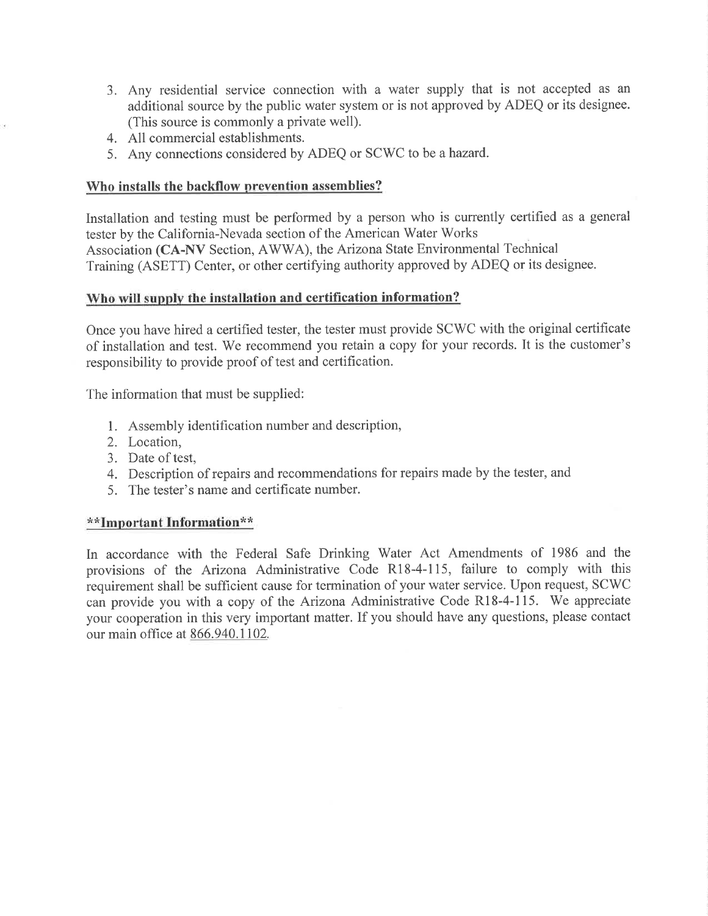3. Any residential service connection with a water supply that is not accepted as an additional source by the public water system or is not approved by ADEQ or its designee. (This source is commonly a private well).
4. All commercial establishments.
5. Any connections considered by ADEQ or SCWC to be a hazard.

## Who installs the backflow prevention assemblies?

Installation and testing must be performed by a person who is currently certified as a general tester by the California-Nevada section of the American Water Works Association (**CA-NV** Section, AWWA), the Arizona State Environmental Technical Training (ASETT) Center, or other certifying authority approved by ADEQ or its designee.

## Who will supply the installation and certification information?

Once you have hired a certified tester, the tester must provide SCWC with the original certificate of installation and test. We recommend you retain a copy for your records. It is the customer's responsibility to provide proof of test and certification.

The information that must be supplied:

1. Assembly identification number and description,
2. Location,
3. Date of test,
4. Description of repairs and recommendations for repairs made by the tester, and
5. The tester's name and certificate number.

## **Important Information**

In accordance with the Federal Safe Drinking Water Act Amendments of 1986 and the provisions of the Arizona Administrative Code R18-4-115, failure to comply with this requirement shall be sufficient cause for termination of your water service. Upon request, SCWC can provide you with a copy of the Arizona Administrative Code R18-4-115. We appreciate your cooperation in this very important matter. If you should have any questions, please contact our main office at 866.940.1102.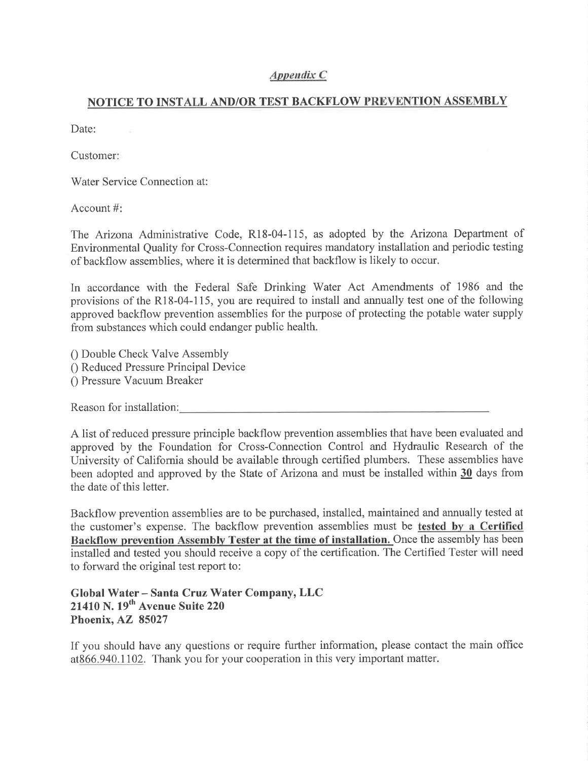*Appendix C*

## NOTICE TO INSTALL AND/OR TEST BACKFLOW PREVENTION ASSEMBLY

Date:

Customer:

Water Service Connection at:

Account #:

The Arizona Administrative Code, R18-04-115, as adopted by the Arizona Department of Environmental Quality for Cross-Connection requires mandatory installation and periodic testing of backflow assemblies, where it is determined that backflow is likely to occur.

In accordance with the Federal Safe Drinking Water Act Amendments of 1986 and the provisions of the R18-04-115, you are required to install and annually test one of the following approved backflow prevention assemblies for the purpose of protecting the potable water supply from substances which could endanger public health.

() Double Check Valve Assembly
() Reduced Pressure Principal Device
() Pressure Vacuum Breaker

Reason for installation:\_\_\_\_\_\_\_\_\_\_\_\_\_\_\_\_\_\_\_\_\_\_\_\_\_\_\_\_\_\_\_\_\_\_\_\_\_\_\_\_\_\_\_\_\_\_\_\_

A list of reduced pressure principle backflow prevention assemblies that have been evaluated and approved by the Foundation for Cross-Connection Control and Hydraulic Research of the University of California should be available through certified plumbers. These assemblies have been adopted and approved by the State of Arizona and must be installed within **30** days from the date of this letter.

Backflow prevention assemblies are to be purchased, installed, maintained and annually tested at the customer's expense. The backflow prevention assemblies must be **tested by a Certified Backflow prevention Assembly Tester at the time of installation.** Once the assembly has been installed and tested you should receive a copy of the certification. The Certified Tester will need to forward the original test report to:

**Global Water – Santa Cruz Water Company, LLC**
**21410 N. 19th Avenue Suite 220**
**Phoenix, AZ 85027**

If you should have any questions or require further information, please contact the main office at866.940.1102. Thank you for your cooperation in this very important matter.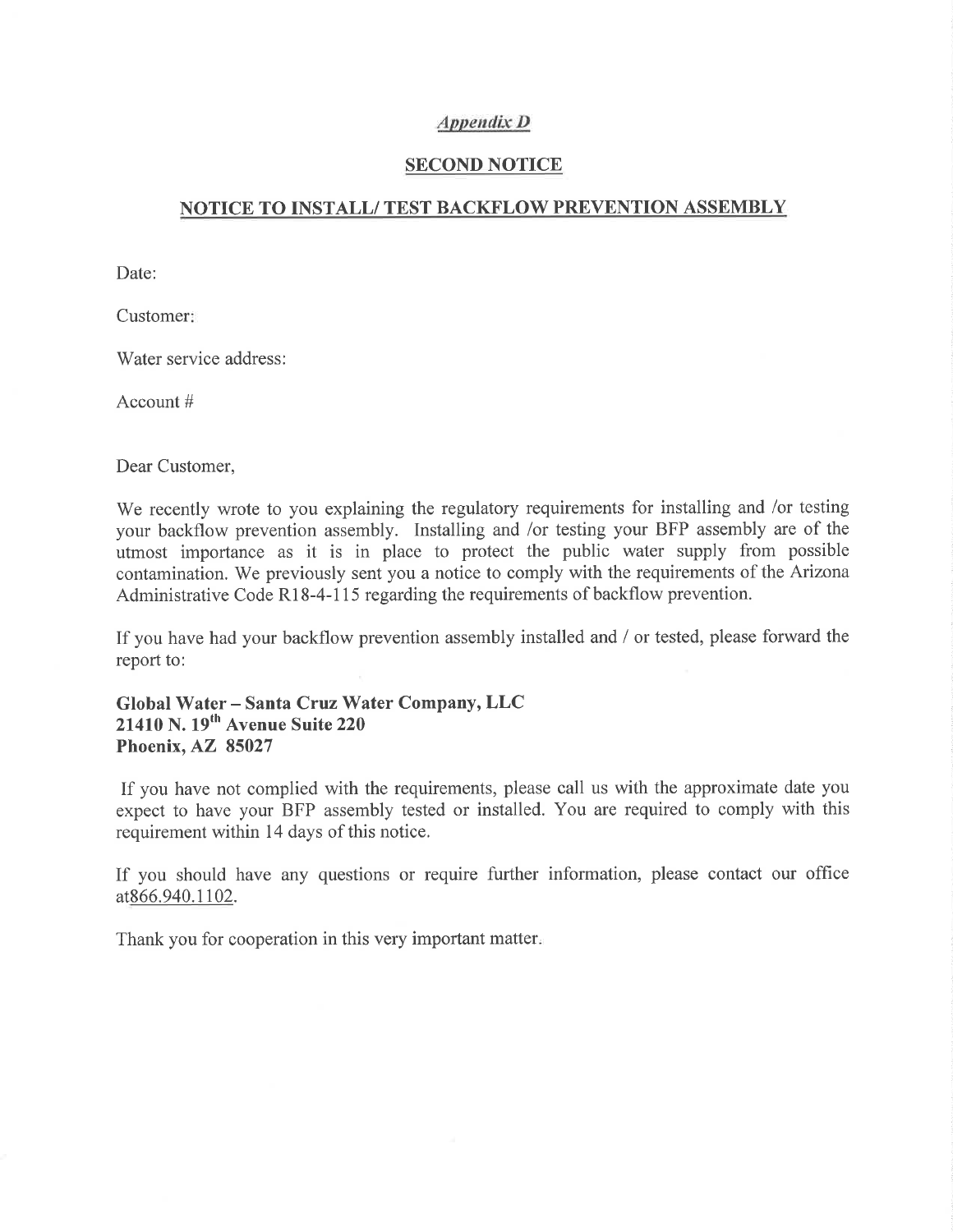*Appendix D*

## SECOND NOTICE

## NOTICE TO INSTALL/ TEST BACKFLOW PREVENTION ASSEMBLY

Date:

Customer:

Water service address:

Account #

Dear Customer,

We recently wrote to you explaining the regulatory requirements for installing and /or testing your backflow prevention assembly. Installing and /or testing your BFP assembly are of the utmost importance as it is in place to protect the public water supply from possible contamination. We previously sent you a notice to comply with the requirements of the Arizona Administrative Code R18-4-115 regarding the requirements of backflow prevention.

If you have had your backflow prevention assembly installed and / or tested, please forward the report to:

**Global Water – Santa Cruz Water Company, LLC**
**21410 N. 19th Avenue Suite 220**
**Phoenix, AZ 85027**

If you have not complied with the requirements, please call us with the approximate date you expect to have your BFP assembly tested or installed. You are required to comply with this requirement within 14 days of this notice.

If you should have any questions or require further information, please contact our office at866.940.1102.

Thank you for cooperation in this very important matter.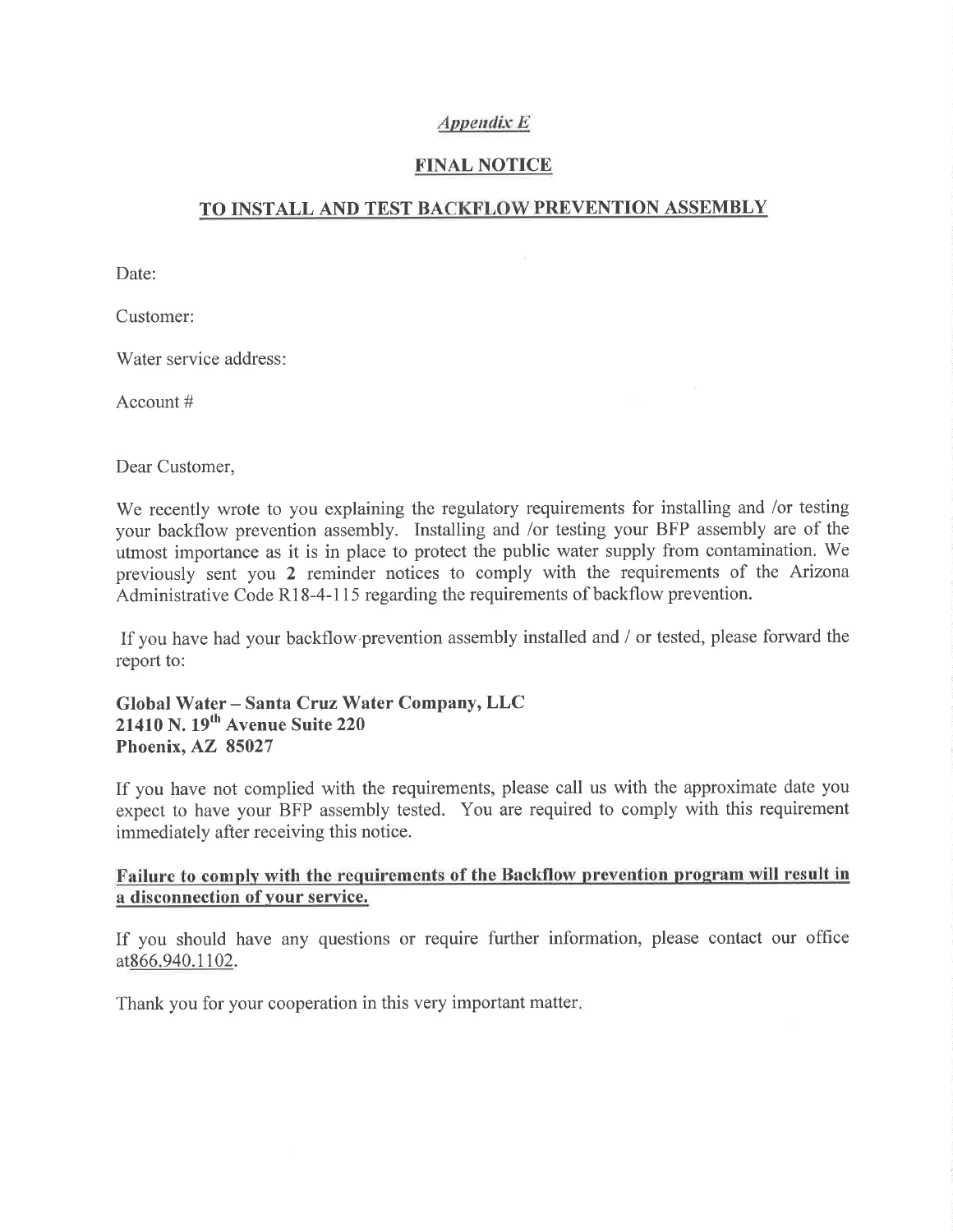*Appendix E*

## FINAL NOTICE

## TO INSTALL AND TEST BACKFLOW PREVENTION ASSEMBLY

Date:

Customer:

Water service address:

Account #

Dear Customer,

We recently wrote to you explaining the regulatory requirements for installing and /or testing your backflow prevention assembly. Installing and /or testing your BFP assembly are of the utmost importance as it is in place to protect the public water supply from contamination. We previously sent you **2** reminder notices to comply with the requirements of the Arizona Administrative Code R18-4-115 regarding the requirements of backflow prevention.

If you have had your backflow prevention assembly installed and / or tested, please forward the report to:

**Global Water – Santa Cruz Water Company, LLC**
**21410 N. 19th Avenue Suite 220**
**Phoenix, AZ 85027**

If you have not complied with the requirements, please call us with the approximate date you expect to have your BFP assembly tested. You are required to comply with this requirement immediately after receiving this notice.

**<u>Failure to comply with the requirements of the Backflow prevention program will result in a disconnection of your service.</u>**

If you should have any questions or require further information, please contact our office at866.940.1102.

Thank you for your cooperation in this very important matter.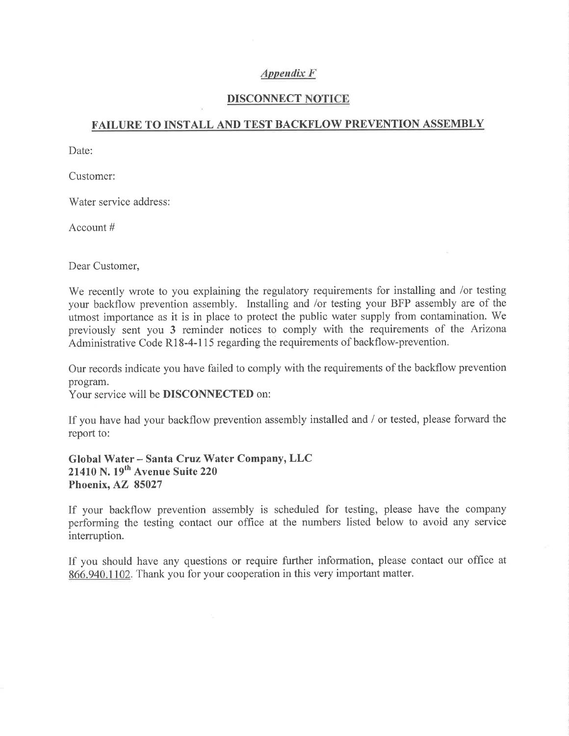*Appendix F*

## DISCONNECT NOTICE

## FAILURE TO INSTALL AND TEST BACKFLOW PREVENTION ASSEMBLY

Date:

Customer:

Water service address:

Account #

Dear Customer,

We recently wrote to you explaining the regulatory requirements for installing and /or testing your backflow prevention assembly. Installing and /or testing your BFP assembly are of the utmost importance as it is in place to protect the public water supply from contamination. We previously sent you 3 reminder notices to comply with the requirements of the Arizona Administrative Code R18-4-115 regarding the requirements of backflow-prevention.

Our records indicate you have failed to comply with the requirements of the backflow prevention program.
Your service will be **DISCONNECTED** on:

If you have had your backflow prevention assembly installed and / or tested, please forward the report to:

**Global Water – Santa Cruz Water Company, LLC**
**21410 N. 19th Avenue Suite 220**
**Phoenix, AZ 85027**

If your backflow prevention assembly is scheduled for testing, please have the company performing the testing contact our office at the numbers listed below to avoid any service interruption.

If you should have any questions or require further information, please contact our office at 866.940.1102. Thank you for your cooperation in this very important matter.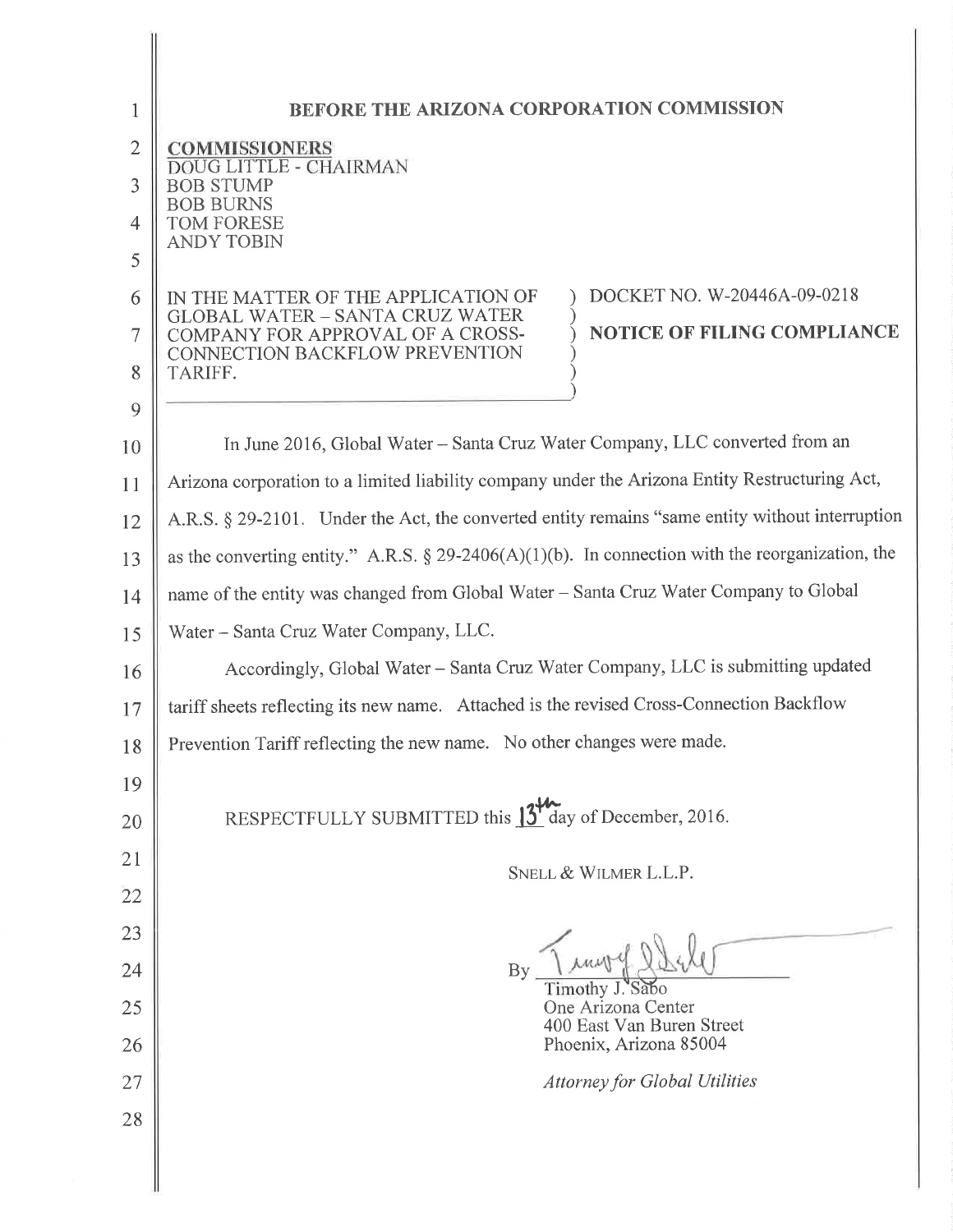# BEFORE THE ARIZONA CORPORATION COMMISSION

**COMMISSIONERS**
DOUG LITTLE - CHAIRMAN
BOB STUMP
BOB BURNS
TOM FORESE
ANDY TOBIN

| | |
|---|---|
| IN THE MATTER OF THE APPLICATION OF GLOBAL WATER – SANTA CRUZ WATER COMPANY FOR APPROVAL OF A CROSS-CONNECTION BACKFLOW PREVENTION TARIFF. | DOCKET NO. W-20446A-09-0218<br><br>**NOTICE OF FILING COMPLIANCE** |

In June 2016, Global Water – Santa Cruz Water Company, LLC converted from an Arizona corporation to a limited liability company under the Arizona Entity Restructuring Act, A.R.S. § 29-2101. Under the Act, the converted entity remains "same entity without interruption as the converting entity." A.R.S. § 29-2406(A)(1)(b). In connection with the reorganization, the name of the entity was changed from Global Water – Santa Cruz Water Company to Global Water – Santa Cruz Water Company, LLC.

Accordingly, Global Water – Santa Cruz Water Company, LLC is submitting updated tariff sheets reflecting its new name. Attached is the revised Cross-Connection Backflow Prevention Tariff reflecting the new name. No other changes were made.

RESPECTFULLY SUBMITTED this 13th day of December, 2016.

SNELL & WILMER L.L.P.

By [signature]
Timothy J. Sabo
One Arizona Center
400 East Van Buren Street
Phoenix, Arizona 85004

*Attorney for Global Utilities*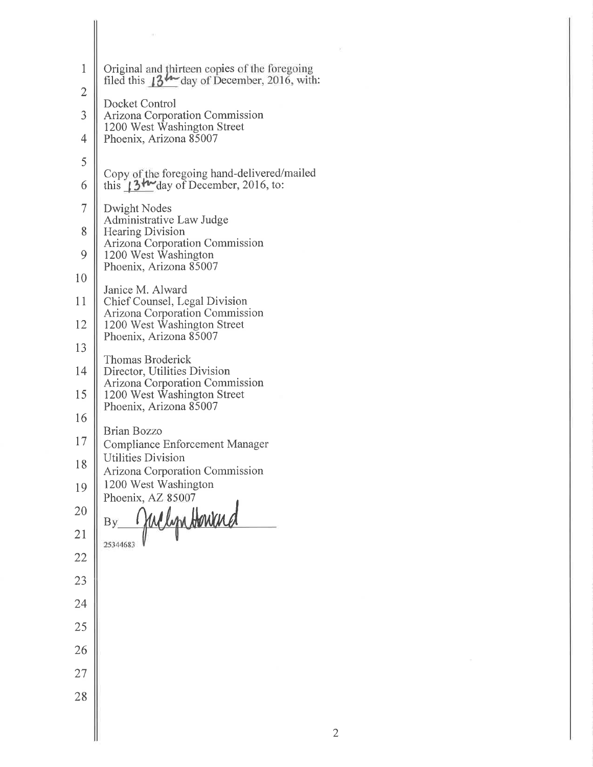Original and thirteen copies of the foregoing filed this 13th day of December, 2016, with:

Docket Control
Arizona Corporation Commission
1200 West Washington Street
Phoenix, Arizona 85007

Copy of the foregoing hand-delivered/mailed this 13th day of December, 2016, to:

Dwight Nodes
Administrative Law Judge
Hearing Division
Arizona Corporation Commission
1200 West Washington
Phoenix, Arizona 85007

Janice M. Alward
Chief Counsel, Legal Division
Arizona Corporation Commission
1200 West Washington Street
Phoenix, Arizona 85007

Thomas Broderick
Director, Utilities Division
Arizona Corporation Commission
1200 West Washington Street
Phoenix, Arizona 85007

Brian Bozzo
Compliance Enforcement Manager
Utilities Division
Arizona Corporation Commission
1200 West Washington
Phoenix, AZ 85007

By Jaclyn Howard

25344683